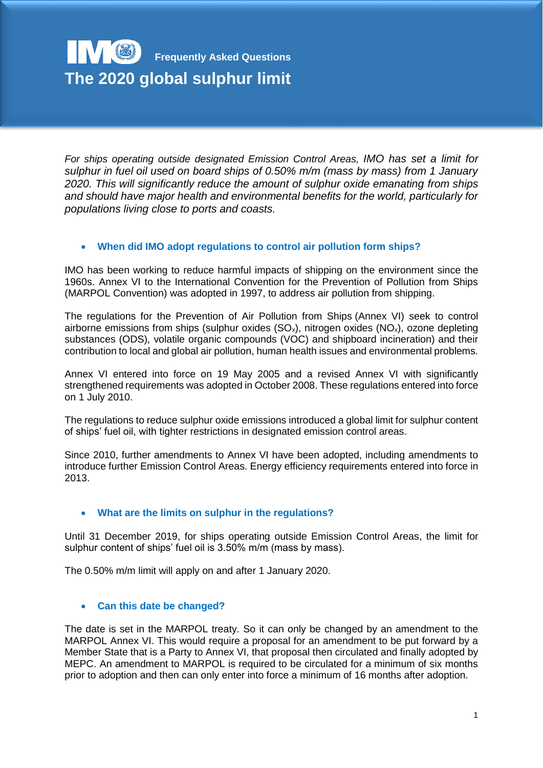Frequently Asked Questions

# The 2020 global sulphur limit

*For ships operating outside designated Emission Control Areas, IMO has set a limit for sulphur in fuel oil used on board ships of 0.50% m/m (mass by mass) from 1 January 2020. This will significantly reduce the amount of sulphur oxide emanating from ships and should have major health and environmental benefits for the world, particularly for populations living close to ports and coasts.*

## When did IMO adopt regulations to control air pollution form ships?

IMO has been working to reduce harmful impacts of shipping on the environment since the 1960s. Annex VI to the International Convention for the Prevention of Pollution from Ships (MARPOL Convention) was adopted in 1997, to address air pollution from shipping.

The regulations for the Prevention of Air Pollution from Ships (Annex VI) seek to control airborne emissions from ships (sulphur oxides ($SO_x$), nitrogen oxides ($NO_x$), ozone depleting substances (ODS), volatile organic compounds (VOC) and shipboard incineration) and their contribution to local and global air pollution, human health issues and environmental problems.

Annex VI entered into force on 19 May 2005 and a revised Annex VI with significantly strengthened requirements was adopted in October 2008. These regulations entered into force on 1 July 2010.

The regulations to reduce sulphur oxide emissions introduced a global limit for sulphur content of ships' fuel oil, with tighter restrictions in designated emission control areas.

Since 2010, further amendments to Annex VI have been adopted, including amendments to introduce further Emission Control Areas. Energy efficiency requirements entered into force in 2013.

## What are the limits on sulphur in the regulations?

Until 31 December 2019, for ships operating outside Emission Control Areas, the limit for sulphur content of ships' fuel oil is 3.50% m/m (mass by mass).

The 0.50% m/m limit will apply on and after 1 January 2020.

## Can this date be changed?

The date is set in the MARPOL treaty. So it can only be changed by an amendment to the MARPOL Annex VI. This would require a proposal for an amendment to be put forward by a Member State that is a Party to Annex VI, that proposal then circulated and finally adopted by MEPC. An amendment to MARPOL is required to be circulated for a minimum of six months prior to adoption and then can only enter into force a minimum of 16 months after adoption.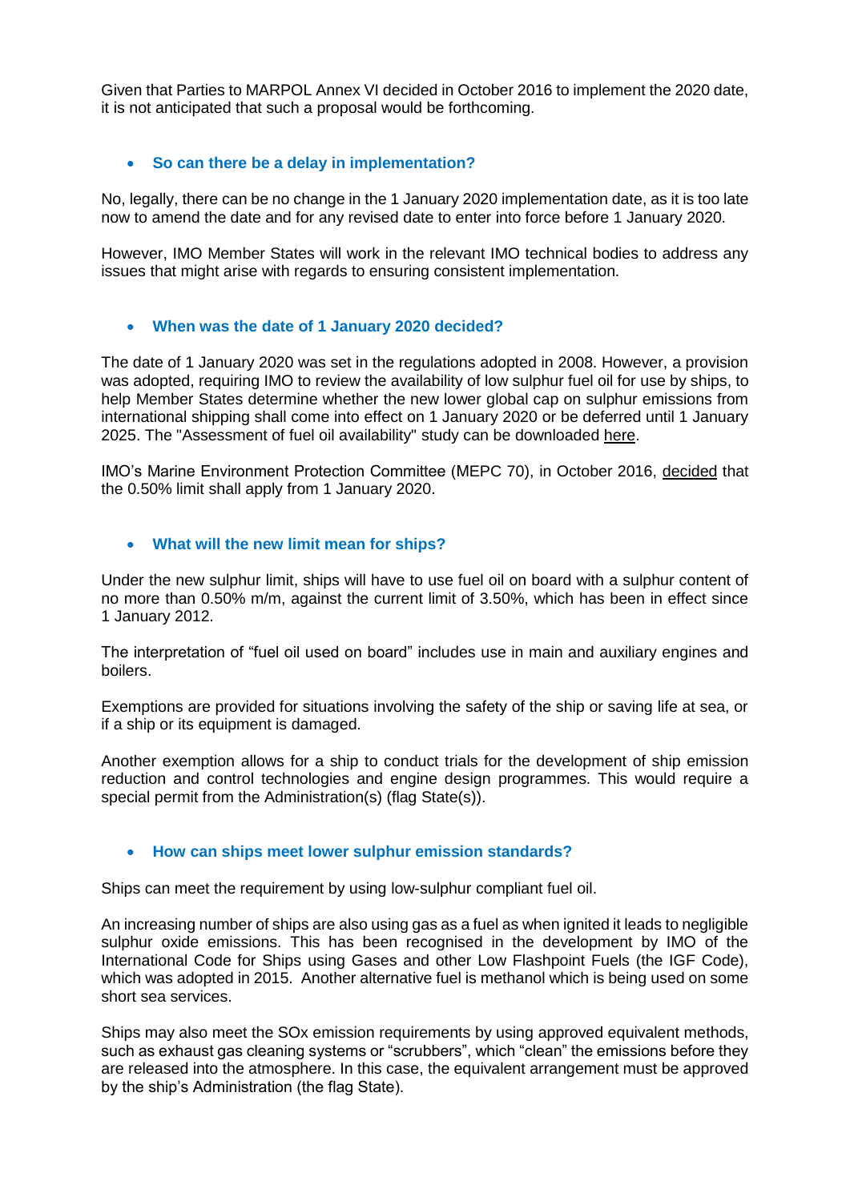Given that Parties to MARPOL Annex VI decided in October 2016 to implement the 2020 date, it is not anticipated that such a proposal would be forthcoming.

- **So can there be a delay in implementation?**

No, legally, there can be no change in the 1 January 2020 implementation date, as it is too late now to amend the date and for any revised date to enter into force before 1 January 2020.

However, IMO Member States will work in the relevant IMO technical bodies to address any issues that might arise with regards to ensuring consistent implementation.

- **When was the date of 1 January 2020 decided?**

The date of 1 January 2020 was set in the regulations adopted in 2008. However, a provision was adopted, requiring IMO to review the availability of low sulphur fuel oil for use by ships, to help Member States determine whether the new lower global cap on sulphur emissions from international shipping shall come into effect on 1 January 2020 or be deferred until 1 January 2025. The "Assessment of fuel oil availability" study can be downloaded here.

IMO's Marine Environment Protection Committee (MEPC 70), in October 2016, decided that the 0.50% limit shall apply from 1 January 2020.

- **What will the new limit mean for ships?**

Under the new sulphur limit, ships will have to use fuel oil on board with a sulphur content of no more than 0.50% m/m, against the current limit of 3.50%, which has been in effect since 1 January 2012.

The interpretation of "fuel oil used on board" includes use in main and auxiliary engines and boilers.

Exemptions are provided for situations involving the safety of the ship or saving life at sea, or if a ship or its equipment is damaged.

Another exemption allows for a ship to conduct trials for the development of ship emission reduction and control technologies and engine design programmes. This would require a special permit from the Administration(s) (flag State(s)).

- **How can ships meet lower sulphur emission standards?**

Ships can meet the requirement by using low-sulphur compliant fuel oil.

An increasing number of ships are also using gas as a fuel as when ignited it leads to negligible sulphur oxide emissions. This has been recognised in the development by IMO of the International Code for Ships using Gases and other Low Flashpoint Fuels (the IGF Code), which was adopted in 2015. Another alternative fuel is methanol which is being used on some short sea services.

Ships may also meet the SOx emission requirements by using approved equivalent methods, such as exhaust gas cleaning systems or "scrubbers", which "clean" the emissions before they are released into the atmosphere. In this case, the equivalent arrangement must be approved by the ship's Administration (the flag State).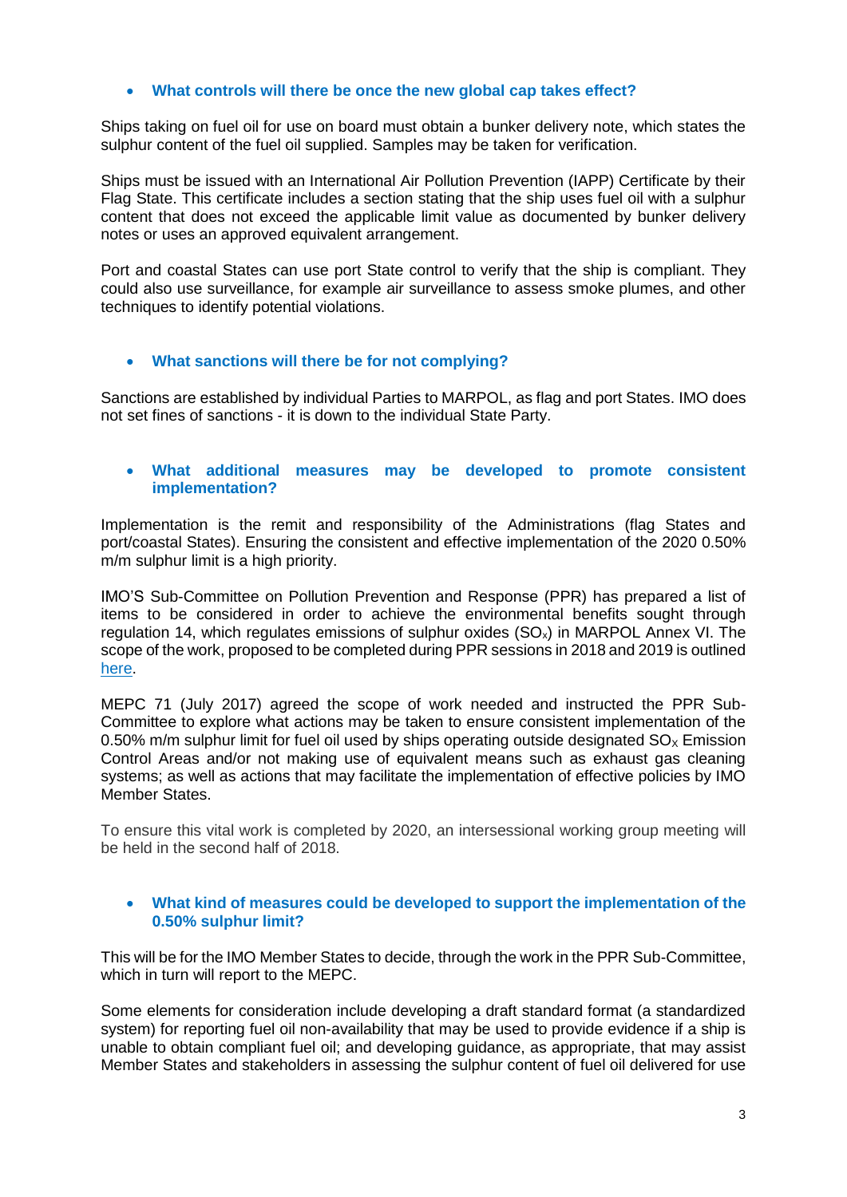- **What controls will there be once the new global cap takes effect?**

Ships taking on fuel oil for use on board must obtain a bunker delivery note, which states the sulphur content of the fuel oil supplied. Samples may be taken for verification.

Ships must be issued with an International Air Pollution Prevention (IAPP) Certificate by their Flag State. This certificate includes a section stating that the ship uses fuel oil with a sulphur content that does not exceed the applicable limit value as documented by bunker delivery notes or uses an approved equivalent arrangement.

Port and coastal States can use port State control to verify that the ship is compliant. They could also use surveillance, for example air surveillance to assess smoke plumes, and other techniques to identify potential violations.

- **What sanctions will there be for not complying?**

Sanctions are established by individual Parties to MARPOL, as flag and port States. IMO does not set fines of sanctions - it is down to the individual State Party.

- **What additional measures may be developed to promote consistent implementation?**

Implementation is the remit and responsibility of the Administrations (flag States and port/coastal States). Ensuring the consistent and effective implementation of the 2020 0.50% m/m sulphur limit is a high priority.

IMO'S Sub-Committee on Pollution Prevention and Response (PPR) has prepared a list of items to be considered in order to achieve the environmental benefits sought through regulation 14, which regulates emissions of sulphur oxides ($SO_x$) in MARPOL Annex VI. The scope of the work, proposed to be completed during PPR sessions in 2018 and 2019 is outlined here.

MEPC 71 (July 2017) agreed the scope of work needed and instructed the PPR Sub-Committee to explore what actions may be taken to ensure consistent implementation of the 0.50% m/m sulphur limit for fuel oil used by ships operating outside designated $SO_X$ Emission Control Areas and/or not making use of equivalent means such as exhaust gas cleaning systems; as well as actions that may facilitate the implementation of effective policies by IMO Member States.

To ensure this vital work is completed by 2020, an intersessional working group meeting will be held in the second half of 2018.

- **What kind of measures could be developed to support the implementation of the 0.50% sulphur limit?**

This will be for the IMO Member States to decide, through the work in the PPR Sub-Committee, which in turn will report to the MEPC.

Some elements for consideration include developing a draft standard format (a standardized system) for reporting fuel oil non-availability that may be used to provide evidence if a ship is unable to obtain compliant fuel oil; and developing guidance, as appropriate, that may assist Member States and stakeholders in assessing the sulphur content of fuel oil delivered for use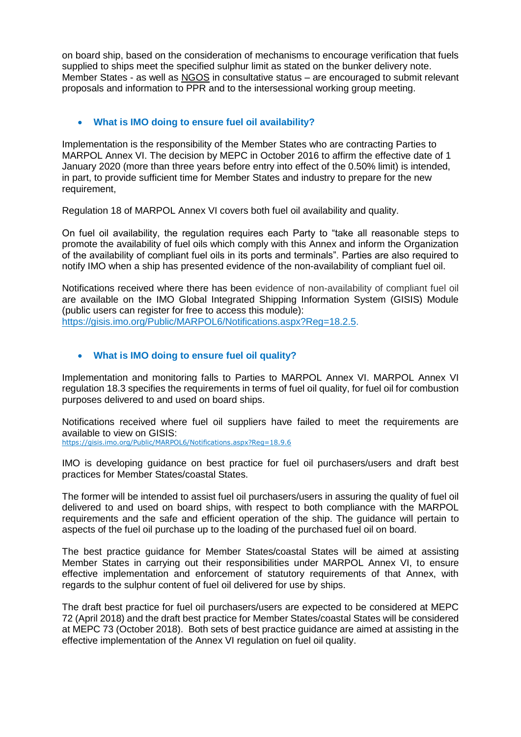on board ship, based on the consideration of mechanisms to encourage verification that fuels supplied to ships meet the specified sulphur limit as stated on the bunker delivery note. Member States - as well as NGOS in consultative status – are encouraged to submit relevant proposals and information to PPR and to the intersessional working group meeting.

- **What is IMO doing to ensure fuel oil availability?**

Implementation is the responsibility of the Member States who are contracting Parties to MARPOL Annex VI. The decision by MEPC in October 2016 to affirm the effective date of 1 January 2020 (more than three years before entry into effect of the 0.50% limit) is intended, in part, to provide sufficient time for Member States and industry to prepare for the new requirement,

Regulation 18 of MARPOL Annex VI covers both fuel oil availability and quality.

On fuel oil availability, the regulation requires each Party to "take all reasonable steps to promote the availability of fuel oils which comply with this Annex and inform the Organization of the availability of compliant fuel oils in its ports and terminals". Parties are also required to notify IMO when a ship has presented evidence of the non-availability of compliant fuel oil.

Notifications received where there has been evidence of non-availability of compliant fuel oil are available on the IMO Global Integrated Shipping Information System (GISIS) Module (public users can register for free to access this module): https://gisis.imo.org/Public/MARPOL6/Notifications.aspx?Reg=18.2.5.

- **What is IMO doing to ensure fuel oil quality?**

Implementation and monitoring falls to Parties to MARPOL Annex VI. MARPOL Annex VI regulation 18.3 specifies the requirements in terms of fuel oil quality, for fuel oil for combustion purposes delivered to and used on board ships.

Notifications received where fuel oil suppliers have failed to meet the requirements are available to view on GISIS:
https://gisis.imo.org/Public/MARPOL6/Notifications.aspx?Reg=18.9.6

IMO is developing guidance on best practice for fuel oil purchasers/users and draft best practices for Member States/coastal States.

The former will be intended to assist fuel oil purchasers/users in assuring the quality of fuel oil delivered to and used on board ships, with respect to both compliance with the MARPOL requirements and the safe and efficient operation of the ship. The guidance will pertain to aspects of the fuel oil purchase up to the loading of the purchased fuel oil on board.

The best practice guidance for Member States/coastal States will be aimed at assisting Member States in carrying out their responsibilities under MARPOL Annex VI, to ensure effective implementation and enforcement of statutory requirements of that Annex, with regards to the sulphur content of fuel oil delivered for use by ships.

The draft best practice for fuel oil purchasers/users are expected to be considered at MEPC 72 (April 2018) and the draft best practice for Member States/coastal States will be considered at MEPC 73 (October 2018). Both sets of best practice guidance are aimed at assisting in the effective implementation of the Annex VI regulation on fuel oil quality.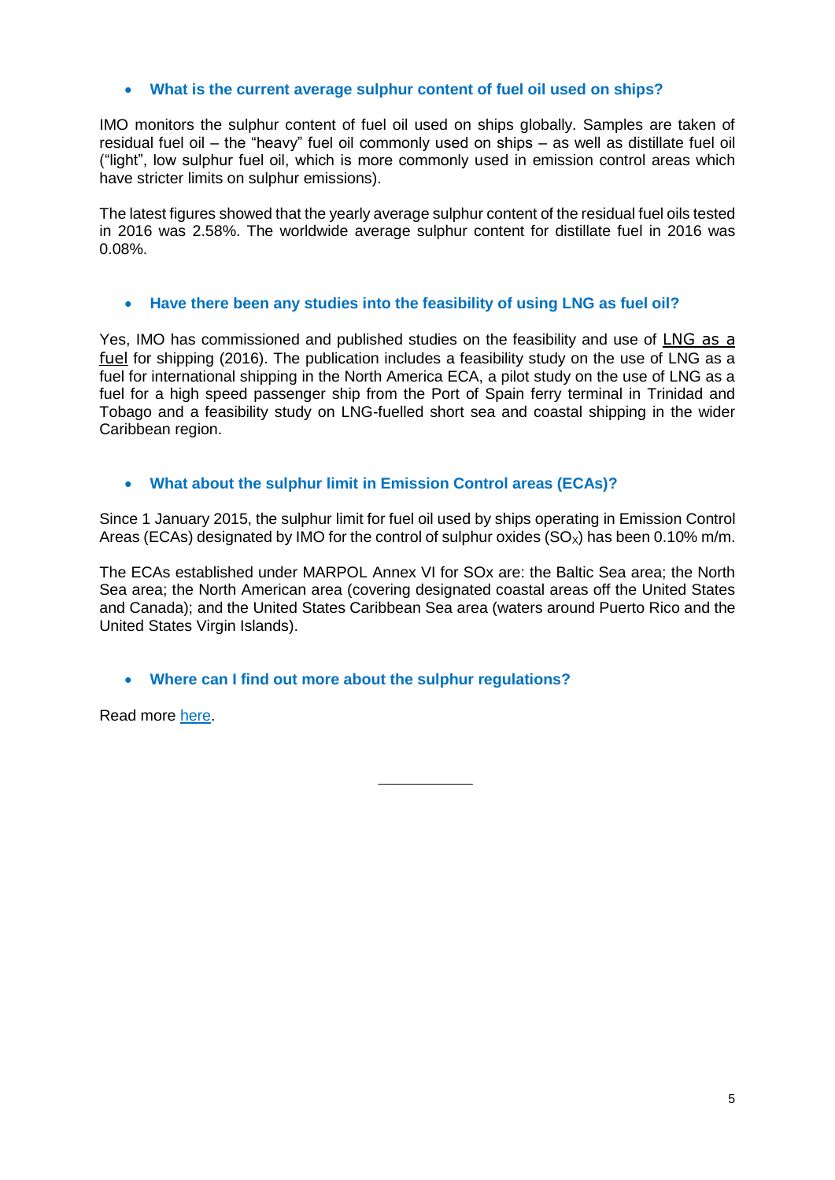- **What is the current average sulphur content of fuel oil used on ships?**

IMO monitors the sulphur content of fuel oil used on ships globally. Samples are taken of residual fuel oil – the "heavy" fuel oil commonly used on ships – as well as distillate fuel oil ("light", low sulphur fuel oil, which is more commonly used in emission control areas which have stricter limits on sulphur emissions).

The latest figures showed that the yearly average sulphur content of the residual fuel oils tested in 2016 was 2.58%. The worldwide average sulphur content for distillate fuel in 2016 was 0.08%.

- **Have there been any studies into the feasibility of using LNG as fuel oil?**

Yes, IMO has commissioned and published studies on the feasibility and use of LNG as a fuel for shipping (2016). The publication includes a feasibility study on the use of LNG as a fuel for international shipping in the North America ECA, a pilot study on the use of LNG as a fuel for a high speed passenger ship from the Port of Spain ferry terminal in Trinidad and Tobago and a feasibility study on LNG-fuelled short sea and coastal shipping in the wider Caribbean region.

- **What about the sulphur limit in Emission Control areas (ECAs)?**

Since 1 January 2015, the sulphur limit for fuel oil used by ships operating in Emission Control Areas (ECAs) designated by IMO for the control of sulphur oxides ($SO_X$) has been 0.10% m/m.

The ECAs established under MARPOL Annex VI for SOx are: the Baltic Sea area; the North Sea area; the North American area (covering designated coastal areas off the United States and Canada); and the United States Caribbean Sea area (waters around Puerto Rico and the United States Virgin Islands).

- **Where can I find out more about the sulphur regulations?**

Read more here.

___________